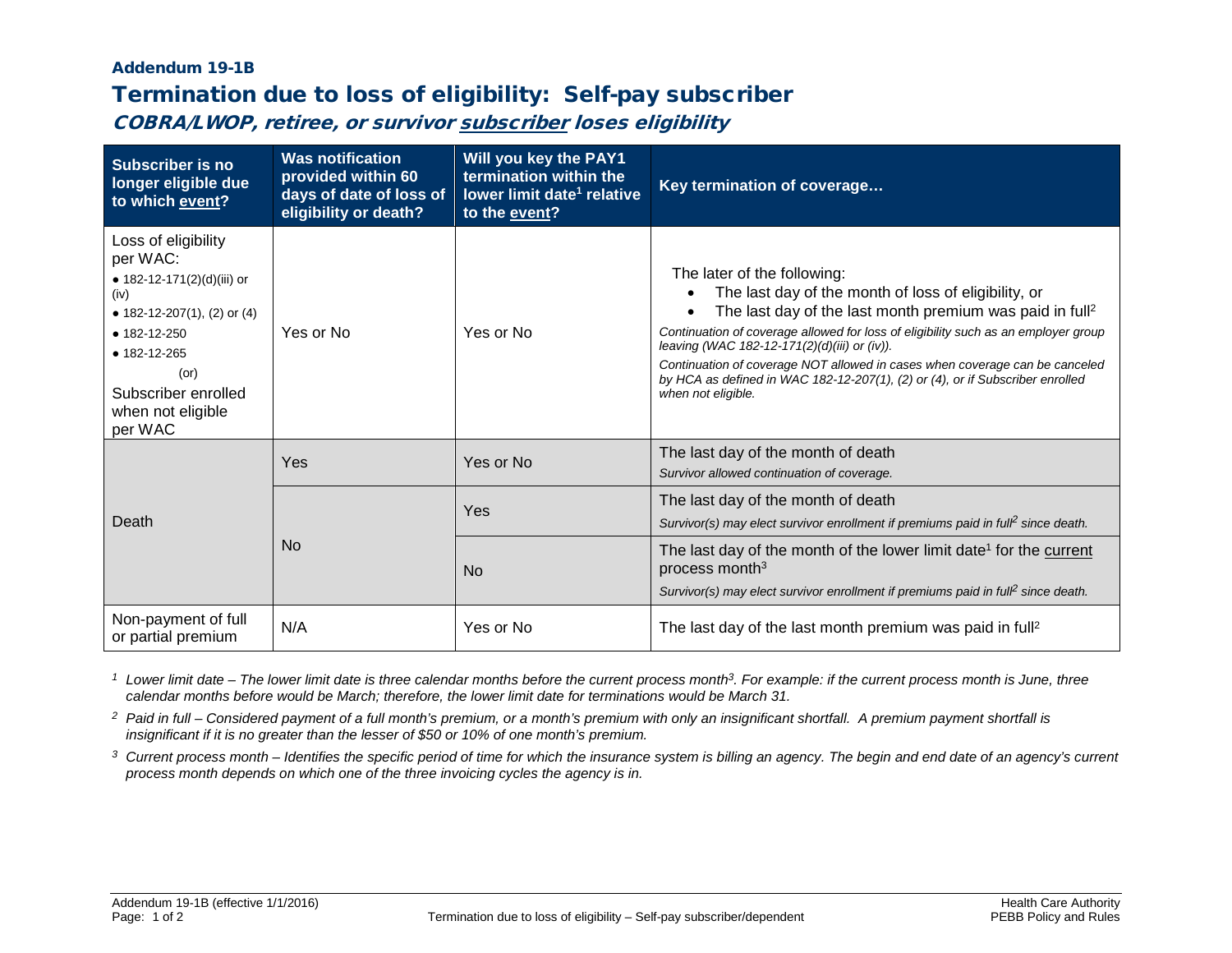**Addendum 19-1B**

# Termination due to loss of eligibility: Self-pay subscriber

## *COBRA/LWOP, retiree, or survivor subscriber loses eligibility*

| Subscriber is no longer eligible due to which event? | Was notification provided within 60 days of date of loss of eligibility or death? | Will you key the PAY1 termination within the lower limit date[1] relative to the event? | Key termination of coverage… |
|---|---|---|---|
| Loss of eligibility per WAC: • 182-12-171(2)(d)(iii) or (iv) • 182-12-207(1), (2) or (4) • 182-12-250 • 182-12-265 (or) Subscriber enrolled when not eligible per WAC | Yes or No | Yes or No | The later of the following: • The last day of the month of loss of eligibility, or • The last day of the last month premium was paid in full[2] *Continuation of coverage allowed for loss of eligibility such as an employer group leaving (WAC 182-12-171(2)(d)(iii) or (iv)).* *Continuation of coverage NOT allowed in cases when coverage can be canceled by HCA as defined in WAC 182-12-207(1), (2) or (4), or if Subscriber enrolled when not eligible.* |
| Death | Yes | Yes or No | The last day of the month of death *Survivor allowed continuation of coverage.* |
| | No | Yes | The last day of the month of death *Survivor(s) may elect survivor enrollment if premiums paid in full[2] since death.* |
| | | No | The last day of the month of the lower limit date[1] for the current process month[3] *Survivor(s) may elect survivor enrollment if premiums paid in full[2] since death.* |
| Non-payment of full or partial premium | N/A | Yes or No | The last day of the last month premium was paid in full[2] |

[1] *Lower limit date – The lower limit date is three calendar months before the current process month[3]. For example: if the current process month is June, three calendar months before would be March; therefore, the lower limit date for terminations would be March 31.*

[2] *Paid in full – Considered payment of a full month's premium, or a month's premium with only an insignificant shortfall. A premium payment shortfall is insignificant if it is no greater than the lesser of $50 or 10% of one month's premium.*

[3] *Current process month – Identifies the specific period of time for which the insurance system is billing an agency. The begin and end date of an agency's current process month depends on which one of the three invoicing cycles the agency is in.*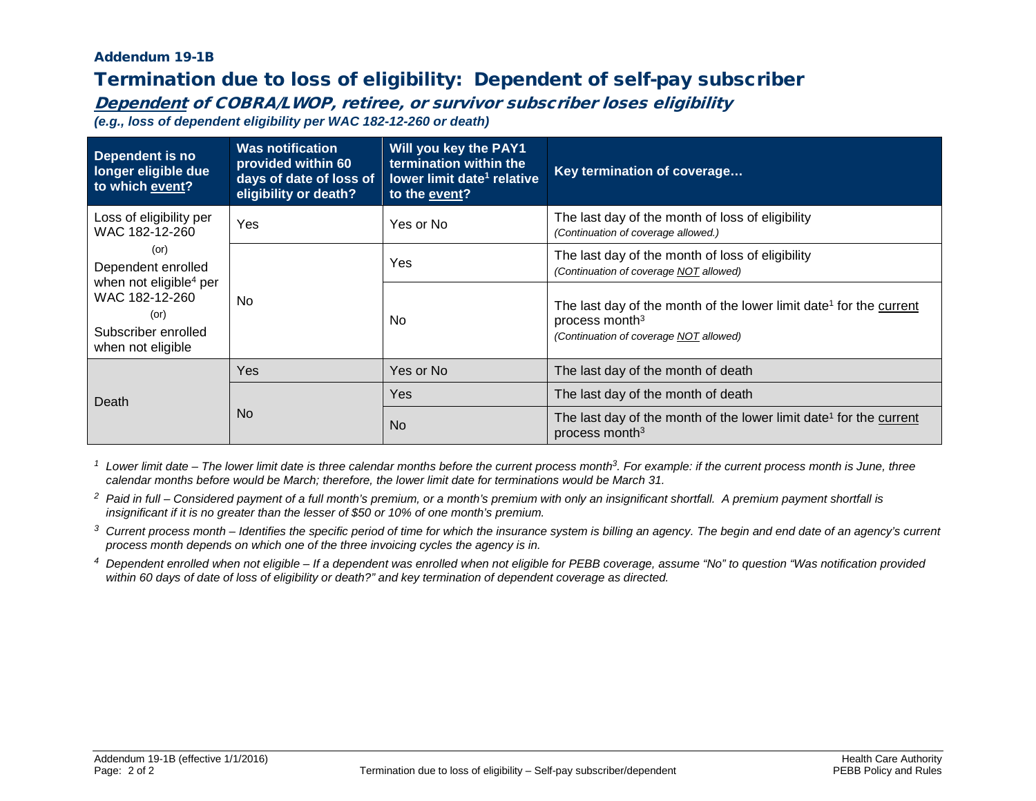### Addendum 19-1B

# Termination due to loss of eligibility: Dependent of self-pay subscriber

## *Dependent of COBRA/LWOP, retiree, or survivor subscriber loses eligibility*

***(e.g., loss of dependent eligibility per WAC 182-12-260 or death)***

| Dependent is no longer eligible due to which event? | Was notification provided within 60 days of date of loss of eligibility or death? | Will you key the PAY1 termination within the lower limit date[1] relative to the event? | Key termination of coverage… |
|---|---|---|---|
| Loss of eligibility per WAC 182-12-260 (or) Dependent enrolled when not eligible[4] per WAC 182-12-260 (or) Subscriber enrolled when not eligible | Yes | Yes or No | The last day of the month of loss of eligibility *(Continuation of coverage allowed.)* |
| | No | Yes | The last day of the month of loss of eligibility *(Continuation of coverage NOT allowed)* |
| | | No | The last day of the month of the lower limit date[1] for the current process month[3] *(Continuation of coverage NOT allowed)* |
| Death | Yes | Yes or No | The last day of the month of death |
| | No | Yes | The last day of the month of death |
| | | No | The last day of the month of the lower limit date[1] for the current process month[3] |

[1] *Lower limit date – The lower limit date is three calendar months before the current process month[3]. For example: if the current process month is June, three calendar months before would be March; therefore, the lower limit date for terminations would be March 31.*

[2] *Paid in full – Considered payment of a full month's premium, or a month's premium with only an insignificant shortfall. A premium payment shortfall is insignificant if it is no greater than the lesser of $50 or 10% of one month's premium.*

[3] *Current process month – Identifies the specific period of time for which the insurance system is billing an agency. The begin and end date of an agency's current process month depends on which one of the three invoicing cycles the agency is in.*

[4] *Dependent enrolled when not eligible – If a dependent was enrolled when not eligible for PEBB coverage, assume "No" to question "Was notification provided within 60 days of date of loss of eligibility or death?" and key termination of dependent coverage as directed.*